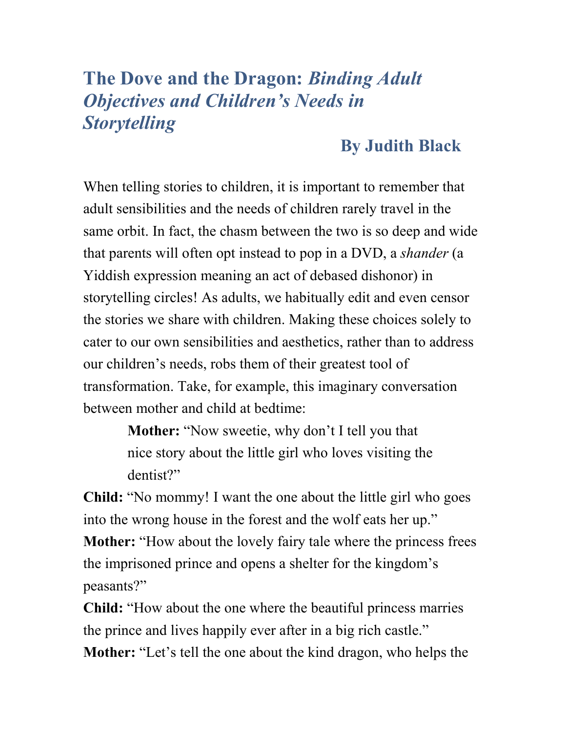# The Dove and the Dragon: *Binding Adult Objectives and Children's Needs in Storytelling*

**By Judith Black**

When telling stories to children, it is important to remember that adult sensibilities and the needs of children rarely travel in the same orbit. In fact, the chasm between the two is so deep and wide that parents will often opt instead to pop in a DVD, a *shander* (a Yiddish expression meaning an act of debased dishonor) in storytelling circles! As adults, we habitually edit and even censor the stories we share with children. Making these choices solely to cater to our own sensibilities and aesthetics, rather than to address our children's needs, robs them of their greatest tool of transformation. Take, for example, this imaginary conversation between mother and child at bedtime:

> **Mother:** "Now sweetie, why don't I tell you that nice story about the little girl who loves visiting the dentist?"

**Child:** "No mommy! I want the one about the little girl who goes into the wrong house in the forest and the wolf eats her up."

**Mother:** "How about the lovely fairy tale where the princess frees the imprisoned prince and opens a shelter for the kingdom's peasants?"

**Child:** "How about the one where the beautiful princess marries the prince and lives happily ever after in a big rich castle."

**Mother:** "Let's tell the one about the kind dragon, who helps the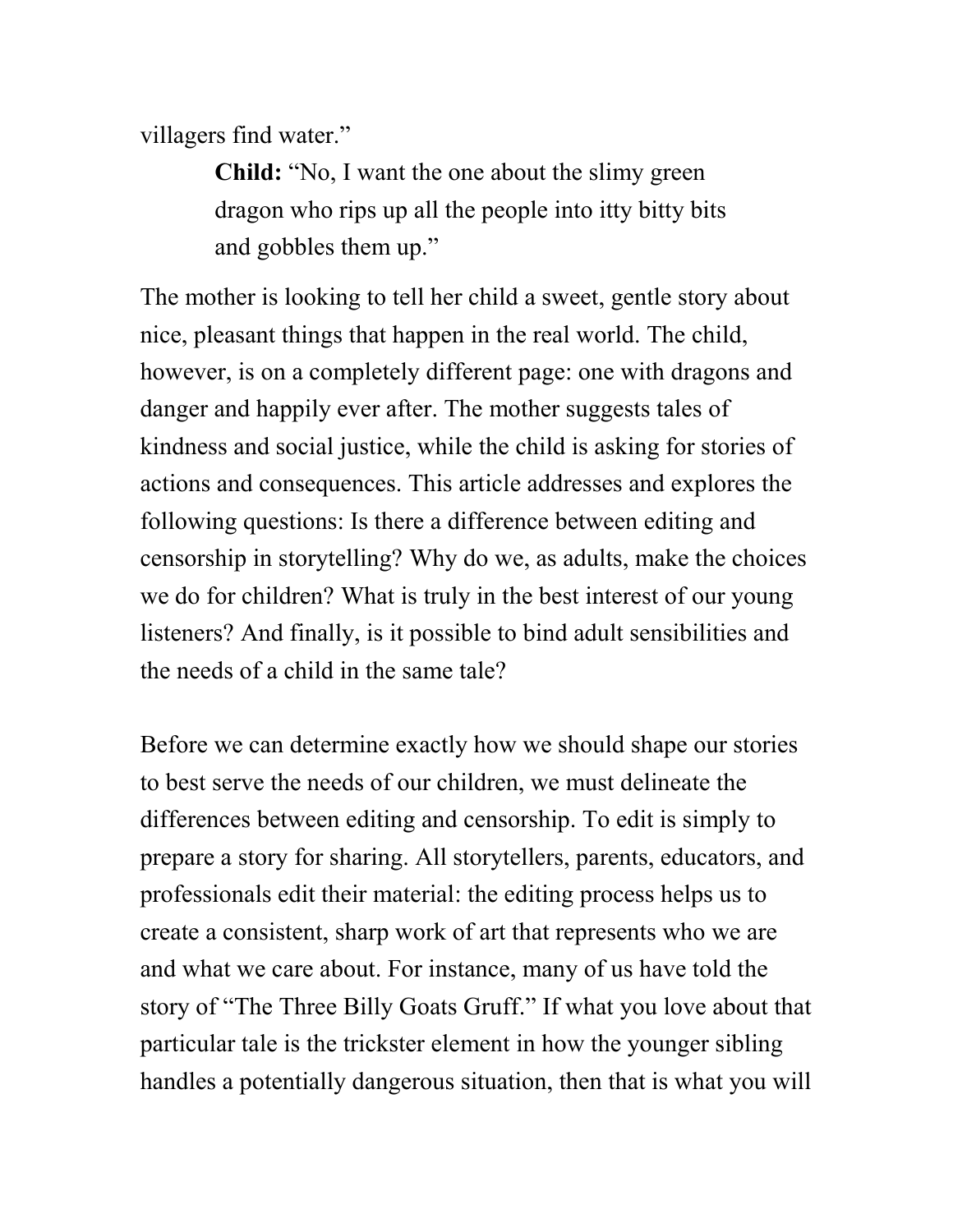villagers find water."

> **Child:** "No, I want the one about the slimy green dragon who rips up all the people into itty bitty bits and gobbles them up."

The mother is looking to tell her child a sweet, gentle story about nice, pleasant things that happen in the real world. The child, however, is on a completely different page: one with dragons and danger and happily ever after. The mother suggests tales of kindness and social justice, while the child is asking for stories of actions and consequences. This article addresses and explores the following questions: Is there a difference between editing and censorship in storytelling? Why do we, as adults, make the choices we do for children? What is truly in the best interest of our young listeners? And finally, is it possible to bind adult sensibilities and the needs of a child in the same tale?

Before we can determine exactly how we should shape our stories to best serve the needs of our children, we must delineate the differences between editing and censorship. To edit is simply to prepare a story for sharing. All storytellers, parents, educators, and professionals edit their material: the editing process helps us to create a consistent, sharp work of art that represents who we are and what we care about. For instance, many of us have told the story of "The Three Billy Goats Gruff." If what you love about that particular tale is the trickster element in how the younger sibling handles a potentially dangerous situation, then that is what you will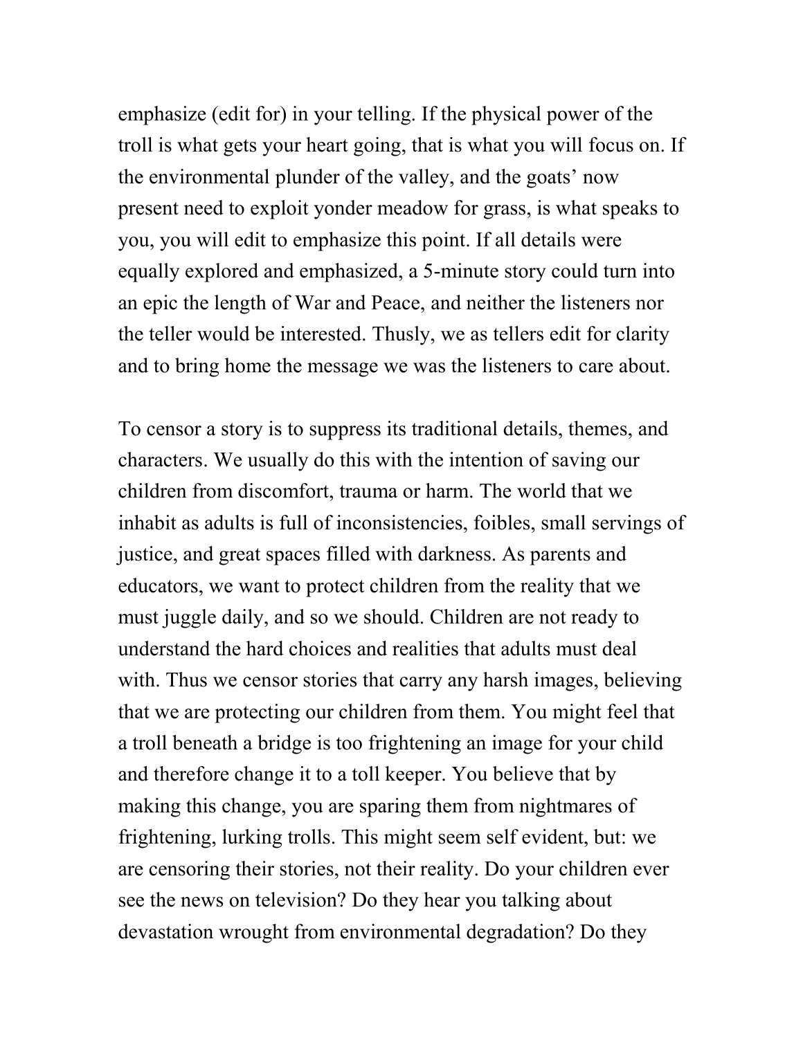emphasize (edit for) in your telling. If the physical power of the troll is what gets your heart going, that is what you will focus on. If the environmental plunder of the valley, and the goats' now present need to exploit yonder meadow for grass, is what speaks to you, you will edit to emphasize this point. If all details were equally explored and emphasized, a 5-minute story could turn into an epic the length of War and Peace, and neither the listeners nor the teller would be interested. Thusly, we as tellers edit for clarity and to bring home the message we was the listeners to care about.

To censor a story is to suppress its traditional details, themes, and characters. We usually do this with the intention of saving our children from discomfort, trauma or harm. The world that we inhabit as adults is full of inconsistencies, foibles, small servings of justice, and great spaces filled with darkness. As parents and educators, we want to protect children from the reality that we must juggle daily, and so we should. Children are not ready to understand the hard choices and realities that adults must deal with. Thus we censor stories that carry any harsh images, believing that we are protecting our children from them. You might feel that a troll beneath a bridge is too frightening an image for your child and therefore change it to a toll keeper. You believe that by making this change, you are sparing them from nightmares of frightening, lurking trolls. This might seem self evident, but: we are censoring their stories, not their reality. Do your children ever see the news on television? Do they hear you talking about devastation wrought from environmental degradation? Do they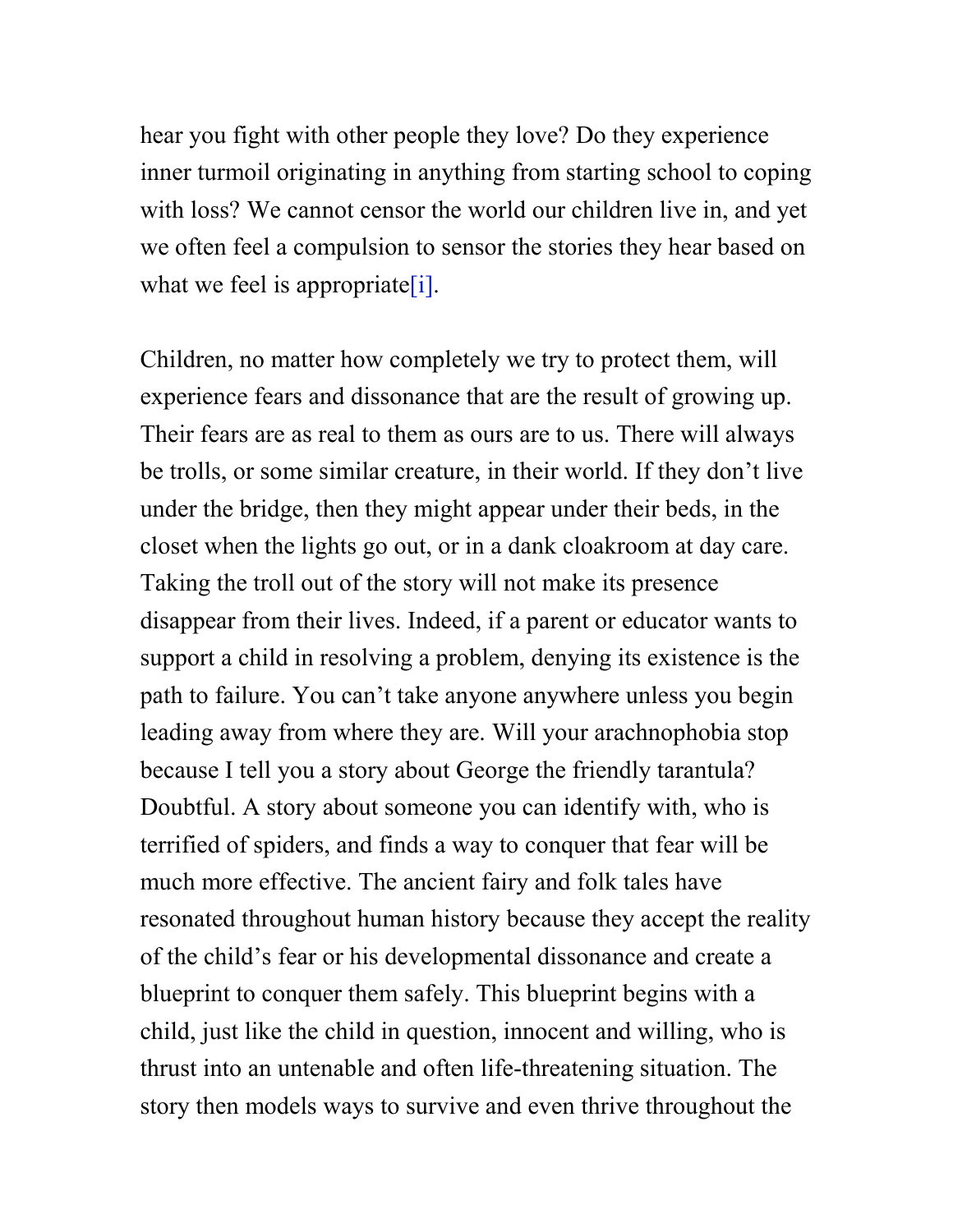hear you fight with other people they love? Do they experience inner turmoil originating in anything from starting school to coping with loss? We cannot censor the world our children live in, and yet we often feel a compulsion to sensor the stories they hear based on what we feel is appropriate[i].

Children, no matter how completely we try to protect them, will experience fears and dissonance that are the result of growing up. Their fears are as real to them as ours are to us. There will always be trolls, or some similar creature, in their world. If they don't live under the bridge, then they might appear under their beds, in the closet when the lights go out, or in a dank cloakroom at day care. Taking the troll out of the story will not make its presence disappear from their lives. Indeed, if a parent or educator wants to support a child in resolving a problem, denying its existence is the path to failure. You can't take anyone anywhere unless you begin leading away from where they are. Will your arachnophobia stop because I tell you a story about George the friendly tarantula? Doubtful. A story about someone you can identify with, who is terrified of spiders, and finds a way to conquer that fear will be much more effective. The ancient fairy and folk tales have resonated throughout human history because they accept the reality of the child's fear or his developmental dissonance and create a blueprint to conquer them safely. This blueprint begins with a child, just like the child in question, innocent and willing, who is thrust into an untenable and often life-threatening situation. The story then models ways to survive and even thrive throughout the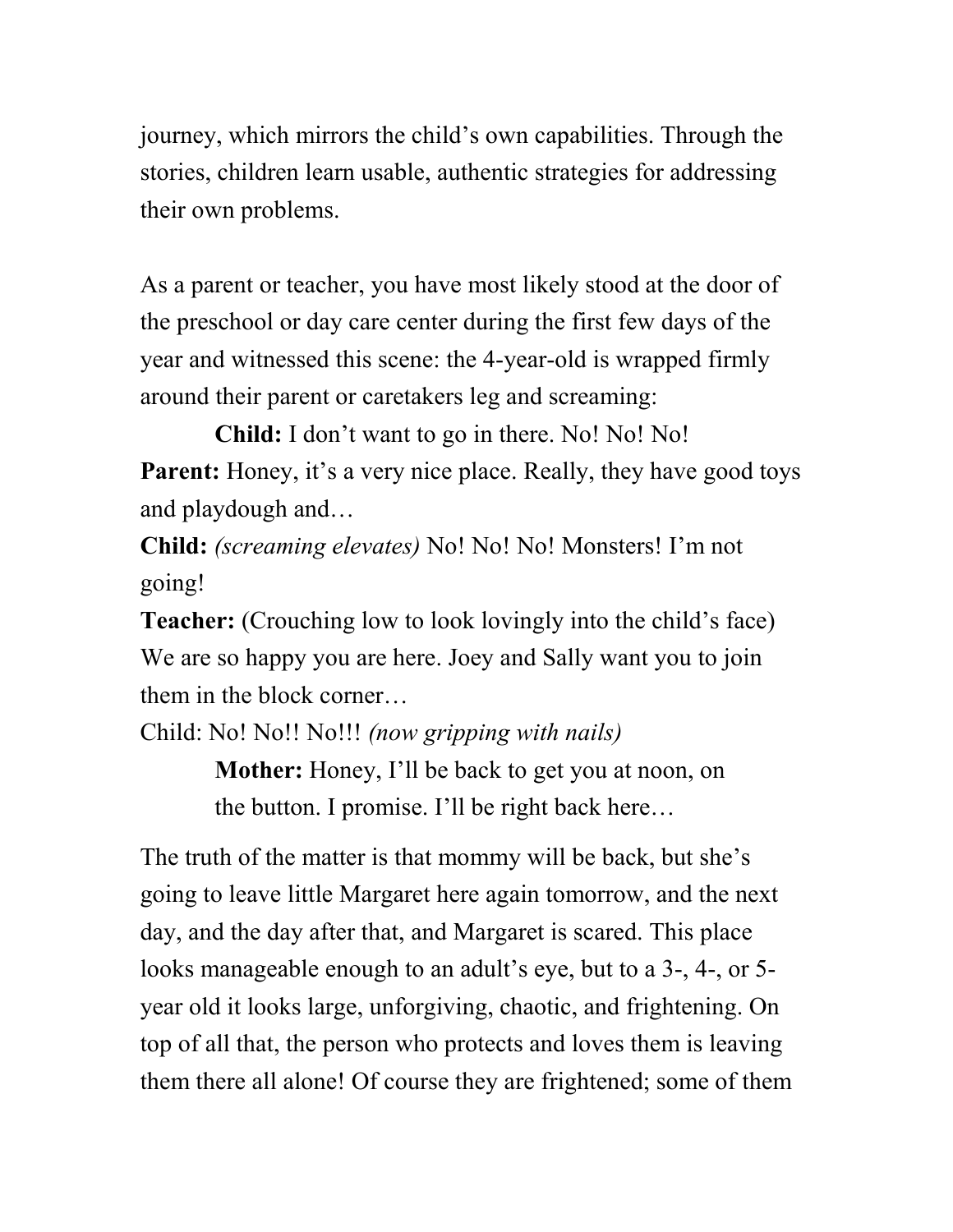journey, which mirrors the child's own capabilities. Through the stories, children learn usable, authentic strategies for addressing their own problems.

As a parent or teacher, you have most likely stood at the door of the preschool or day care center during the first few days of the year and witnessed this scene: the 4-year-old is wrapped firmly around their parent or caretakers leg and screaming:

**Child:** I don't want to go in there. No! No! No!

**Parent:** Honey, it's a very nice place. Really, they have good toys and playdough and…

**Child:** *(screaming elevates)* No! No! No! Monsters! I'm not going!

**Teacher:** (Crouching low to look lovingly into the child's face) We are so happy you are here. Joey and Sally want you to join them in the block corner…

Child: No! No!! No!!! *(now gripping with nails)*

**Mother:** Honey, I'll be back to get you at noon, on the button. I promise. I'll be right back here…

The truth of the matter is that mommy will be back, but she's going to leave little Margaret here again tomorrow, and the next day, and the day after that, and Margaret is scared. This place looks manageable enough to an adult's eye, but to a 3-, 4-, or 5-year old it looks large, unforgiving, chaotic, and frightening. On top of all that, the person who protects and loves them is leaving them there all alone! Of course they are frightened; some of them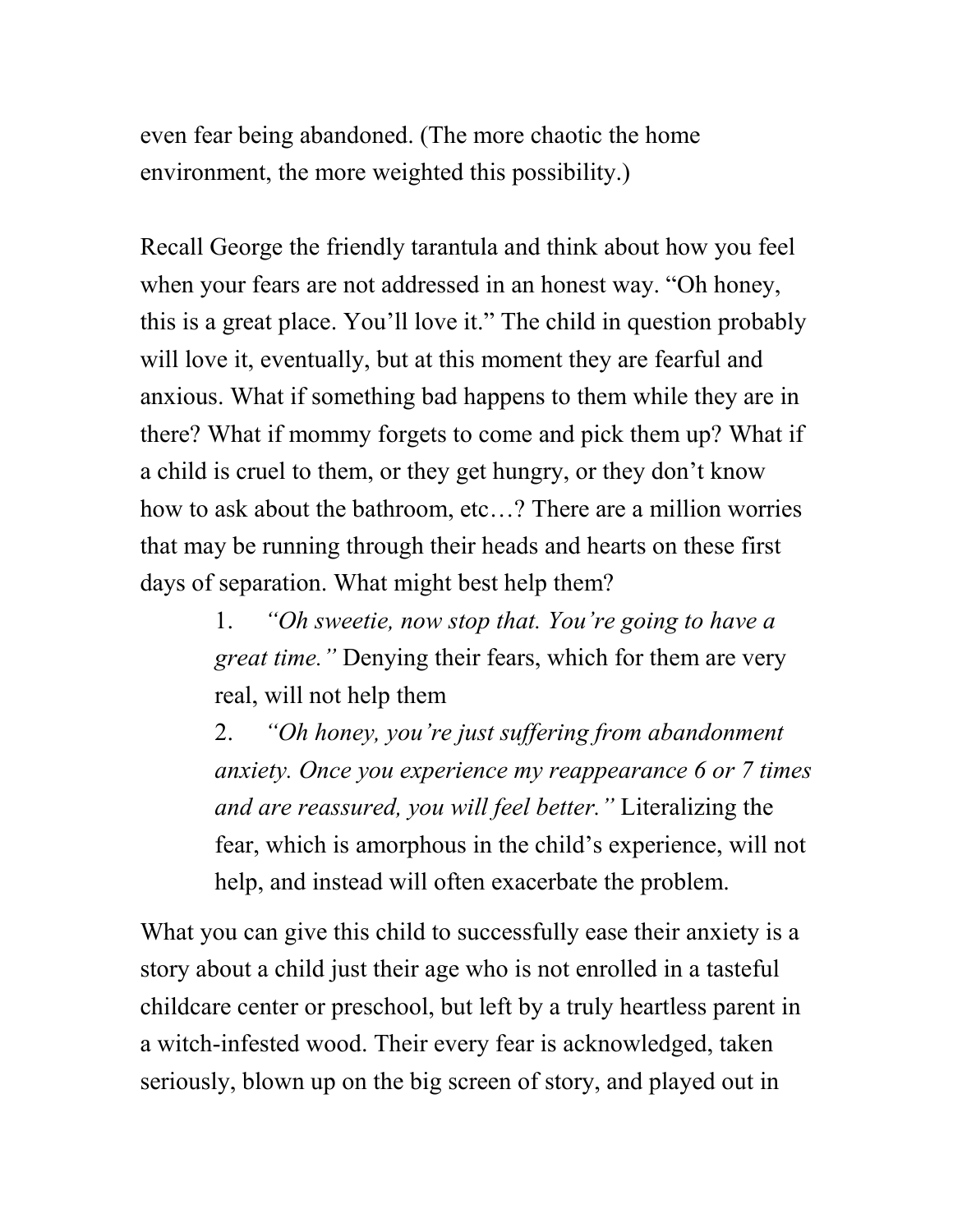even fear being abandoned. (The more chaotic the home environment, the more weighted this possibility.)

Recall George the friendly tarantula and think about how you feel when your fears are not addressed in an honest way. "Oh honey, this is a great place. You'll love it." The child in question probably will love it, eventually, but at this moment they are fearful and anxious. What if something bad happens to them while they are in there? What if mommy forgets to come and pick them up? What if a child is cruel to them, or they get hungry, or they don't know how to ask about the bathroom, etc…? There are a million worries that may be running through their heads and hearts on these first days of separation. What might best help them?

1. *"Oh sweetie, now stop that. You're going to have a great time."* Denying their fears, which for them are very real, will not help them
2. *"Oh honey, you're just suffering from abandonment anxiety. Once you experience my reappearance 6 or 7 times and are reassured, you will feel better."* Literalizing the fear, which is amorphous in the child's experience, will not help, and instead will often exacerbate the problem.

What you can give this child to successfully ease their anxiety is a story about a child just their age who is not enrolled in a tasteful childcare center or preschool, but left by a truly heartless parent in a witch-infested wood. Their every fear is acknowledged, taken seriously, blown up on the big screen of story, and played out in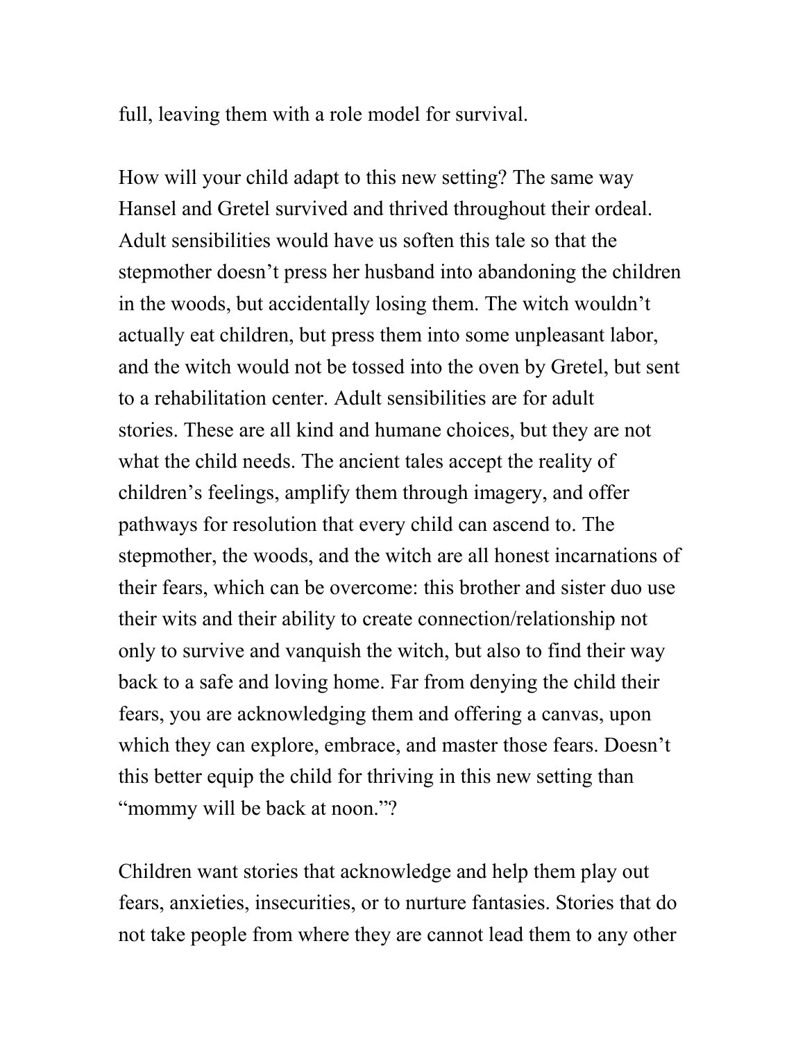full, leaving them with a role model for survival.

How will your child adapt to this new setting? The same way Hansel and Gretel survived and thrived throughout their ordeal. Adult sensibilities would have us soften this tale so that the stepmother doesn't press her husband into abandoning the children in the woods, but accidentally losing them. The witch wouldn't actually eat children, but press them into some unpleasant labor, and the witch would not be tossed into the oven by Gretel, but sent to a rehabilitation center. Adult sensibilities are for adult stories. These are all kind and humane choices, but they are not what the child needs. The ancient tales accept the reality of children's feelings, amplify them through imagery, and offer pathways for resolution that every child can ascend to. The stepmother, the woods, and the witch are all honest incarnations of their fears, which can be overcome: this brother and sister duo use their wits and their ability to create connection/relationship not only to survive and vanquish the witch, but also to find their way back to a safe and loving home. Far from denying the child their fears, you are acknowledging them and offering a canvas, upon which they can explore, embrace, and master those fears. Doesn't this better equip the child for thriving in this new setting than "mommy will be back at noon."?

Children want stories that acknowledge and help them play out fears, anxieties, insecurities, or to nurture fantasies. Stories that do not take people from where they are cannot lead them to any other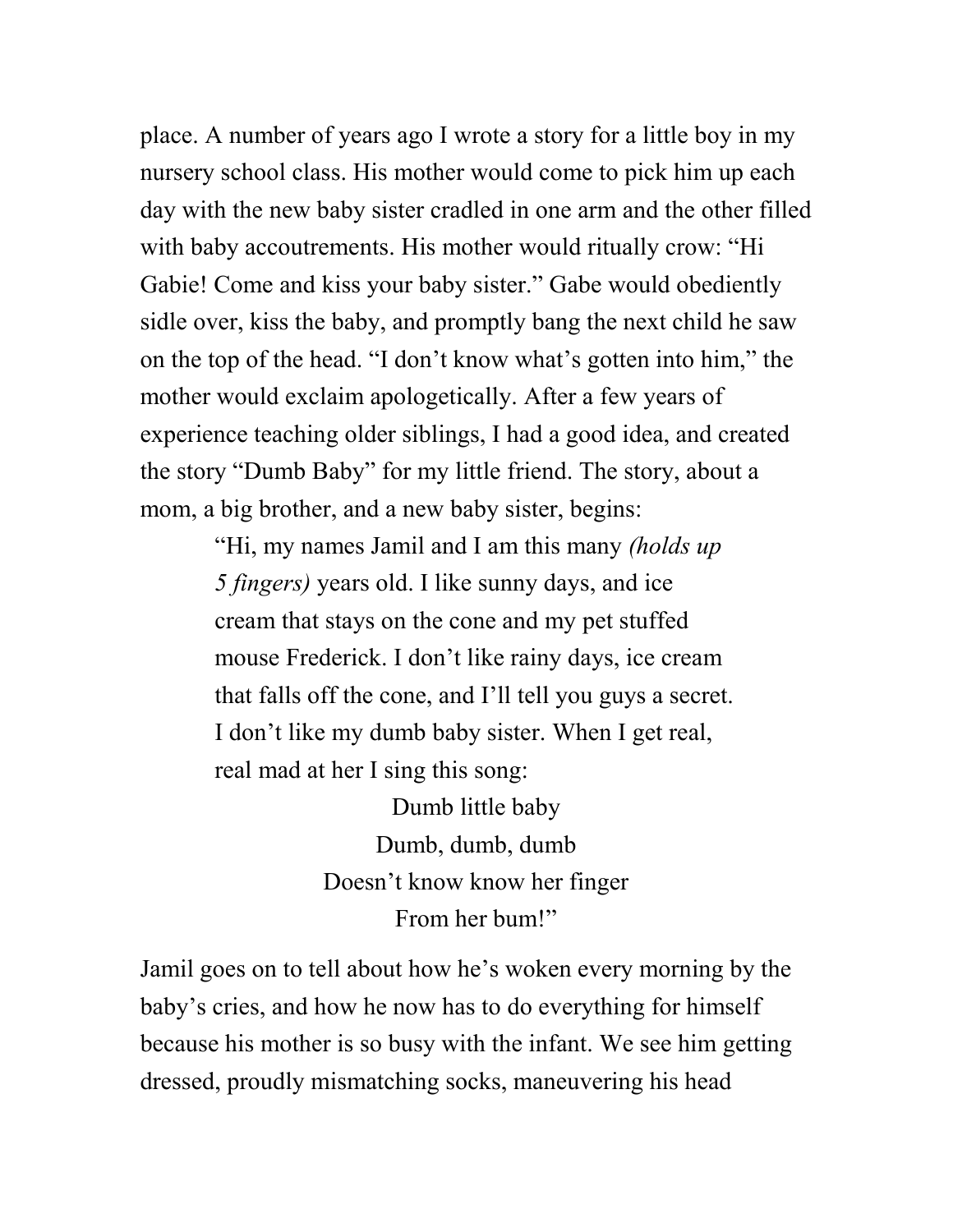place. A number of years ago I wrote a story for a little boy in my nursery school class. His mother would come to pick him up each day with the new baby sister cradled in one arm and the other filled with baby accoutrements. His mother would ritually crow: "Hi Gabie! Come and kiss your baby sister." Gabe would obediently sidle over, kiss the baby, and promptly bang the next child he saw on the top of the head. "I don't know what's gotten into him," the mother would exclaim apologetically. After a few years of experience teaching older siblings, I had a good idea, and created the story "Dumb Baby" for my little friend. The story, about a mom, a big brother, and a new baby sister, begins:

> "Hi, my names Jamil and I am this many *(holds up 5 fingers)* years old. I like sunny days, and ice cream that stays on the cone and my pet stuffed mouse Frederick. I don't like rainy days, ice cream that falls off the cone, and I'll tell you guys a secret. I don't like my dumb baby sister. When I get real, real mad at her I sing this song:
>
> Dumb little baby  
> Dumb, dumb, dumb  
> Doesn't know know her finger  
> From her bum!"

Jamil goes on to tell about how he's woken every morning by the baby's cries, and how he now has to do everything for himself because his mother is so busy with the infant. We see him getting dressed, proudly mismatching socks, maneuvering his head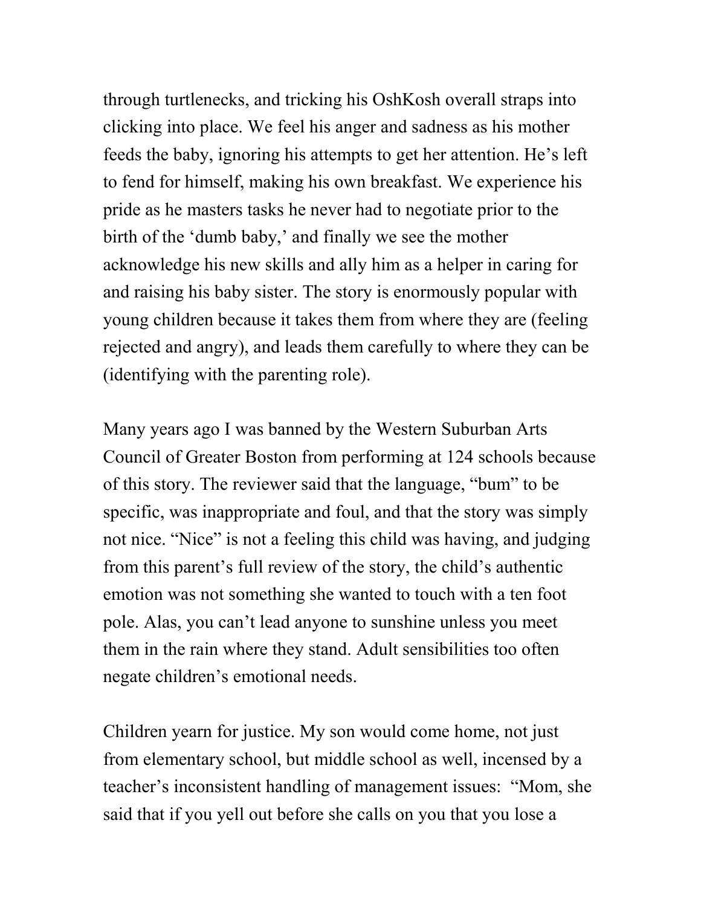through turtlenecks, and tricking his OshKosh overall straps into clicking into place. We feel his anger and sadness as his mother feeds the baby, ignoring his attempts to get her attention. He's left to fend for himself, making his own breakfast. We experience his pride as he masters tasks he never had to negotiate prior to the birth of the 'dumb baby,' and finally we see the mother acknowledge his new skills and ally him as a helper in caring for and raising his baby sister. The story is enormously popular with young children because it takes them from where they are (feeling rejected and angry), and leads them carefully to where they can be (identifying with the parenting role).

Many years ago I was banned by the Western Suburban Arts Council of Greater Boston from performing at 124 schools because of this story. The reviewer said that the language, "bum" to be specific, was inappropriate and foul, and that the story was simply not nice. "Nice" is not a feeling this child was having, and judging from this parent's full review of the story, the child's authentic emotion was not something she wanted to touch with a ten foot pole. Alas, you can't lead anyone to sunshine unless you meet them in the rain where they stand. Adult sensibilities too often negate children's emotional needs.

Children yearn for justice. My son would come home, not just from elementary school, but middle school as well, incensed by a teacher's inconsistent handling of management issues: "Mom, she said that if you yell out before she calls on you that you lose a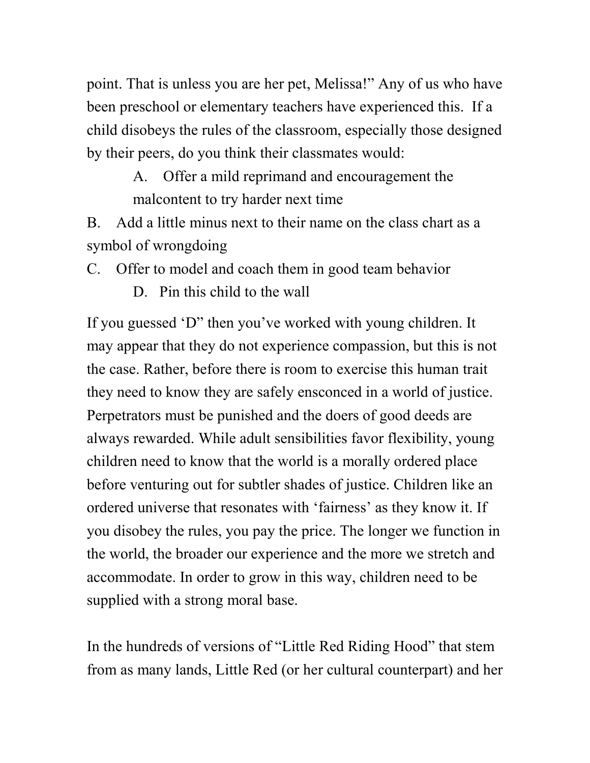point. That is unless you are her pet, Melissa!" Any of us who have been preschool or elementary teachers have experienced this. If a child disobeys the rules of the classroom, especially those designed by their peers, do you think their classmates would:

A. Offer a mild reprimand and encouragement the malcontent to try harder next time

B. Add a little minus next to their name on the class chart as a symbol of wrongdoing

C. Offer to model and coach them in good team behavior

D. Pin this child to the wall

If you guessed 'D" then you've worked with young children. It may appear that they do not experience compassion, but this is not the case. Rather, before there is room to exercise this human trait they need to know they are safely ensconced in a world of justice. Perpetrators must be punished and the doers of good deeds are always rewarded. While adult sensibilities favor flexibility, young children need to know that the world is a morally ordered place before venturing out for subtler shades of justice. Children like an ordered universe that resonates with 'fairness' as they know it. If you disobey the rules, you pay the price. The longer we function in the world, the broader our experience and the more we stretch and accommodate. In order to grow in this way, children need to be supplied with a strong moral base.

In the hundreds of versions of "Little Red Riding Hood" that stem from as many lands, Little Red (or her cultural counterpart) and her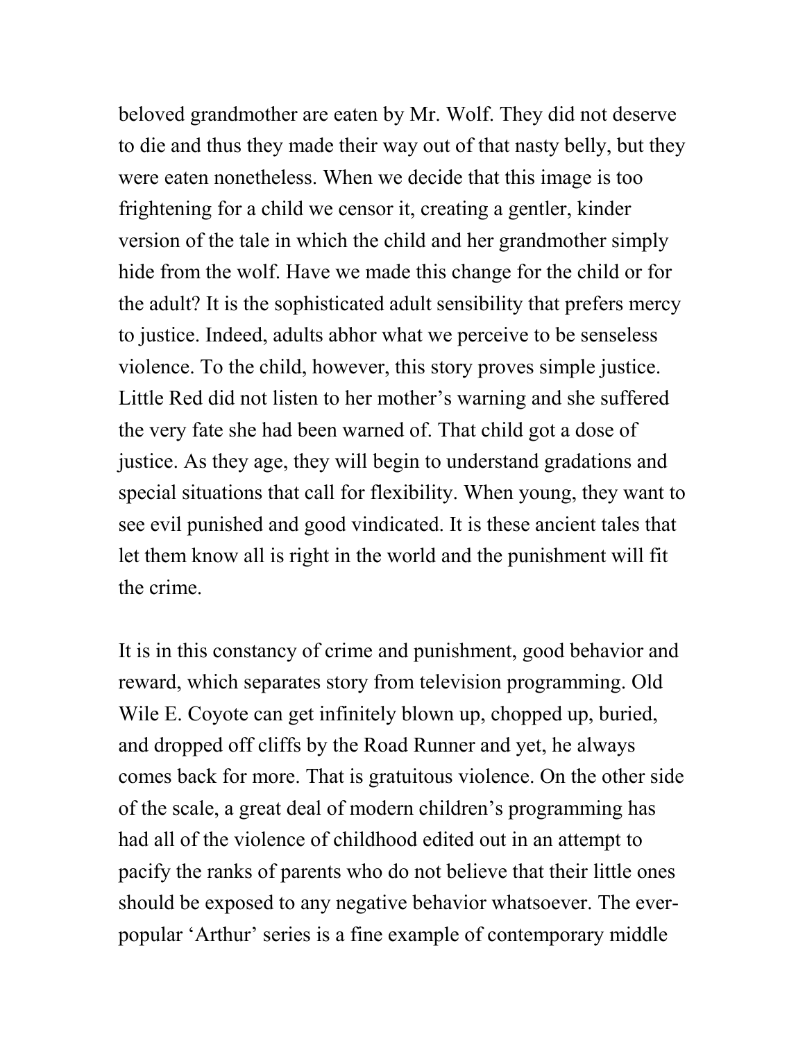beloved grandmother are eaten by Mr. Wolf. They did not deserve to die and thus they made their way out of that nasty belly, but they were eaten nonetheless. When we decide that this image is too frightening for a child we censor it, creating a gentler, kinder version of the tale in which the child and her grandmother simply hide from the wolf. Have we made this change for the child or for the adult? It is the sophisticated adult sensibility that prefers mercy to justice. Indeed, adults abhor what we perceive to be senseless violence. To the child, however, this story proves simple justice. Little Red did not listen to her mother's warning and she suffered the very fate she had been warned of. That child got a dose of justice. As they age, they will begin to understand gradations and special situations that call for flexibility. When young, they want to see evil punished and good vindicated. It is these ancient tales that let them know all is right in the world and the punishment will fit the crime.

It is in this constancy of crime and punishment, good behavior and reward, which separates story from television programming. Old Wile E. Coyote can get infinitely blown up, chopped up, buried, and dropped off cliffs by the Road Runner and yet, he always comes back for more. That is gratuitous violence. On the other side of the scale, a great deal of modern children's programming has had all of the violence of childhood edited out in an attempt to pacify the ranks of parents who do not believe that their little ones should be exposed to any negative behavior whatsoever. The ever-popular 'Arthur' series is a fine example of contemporary middle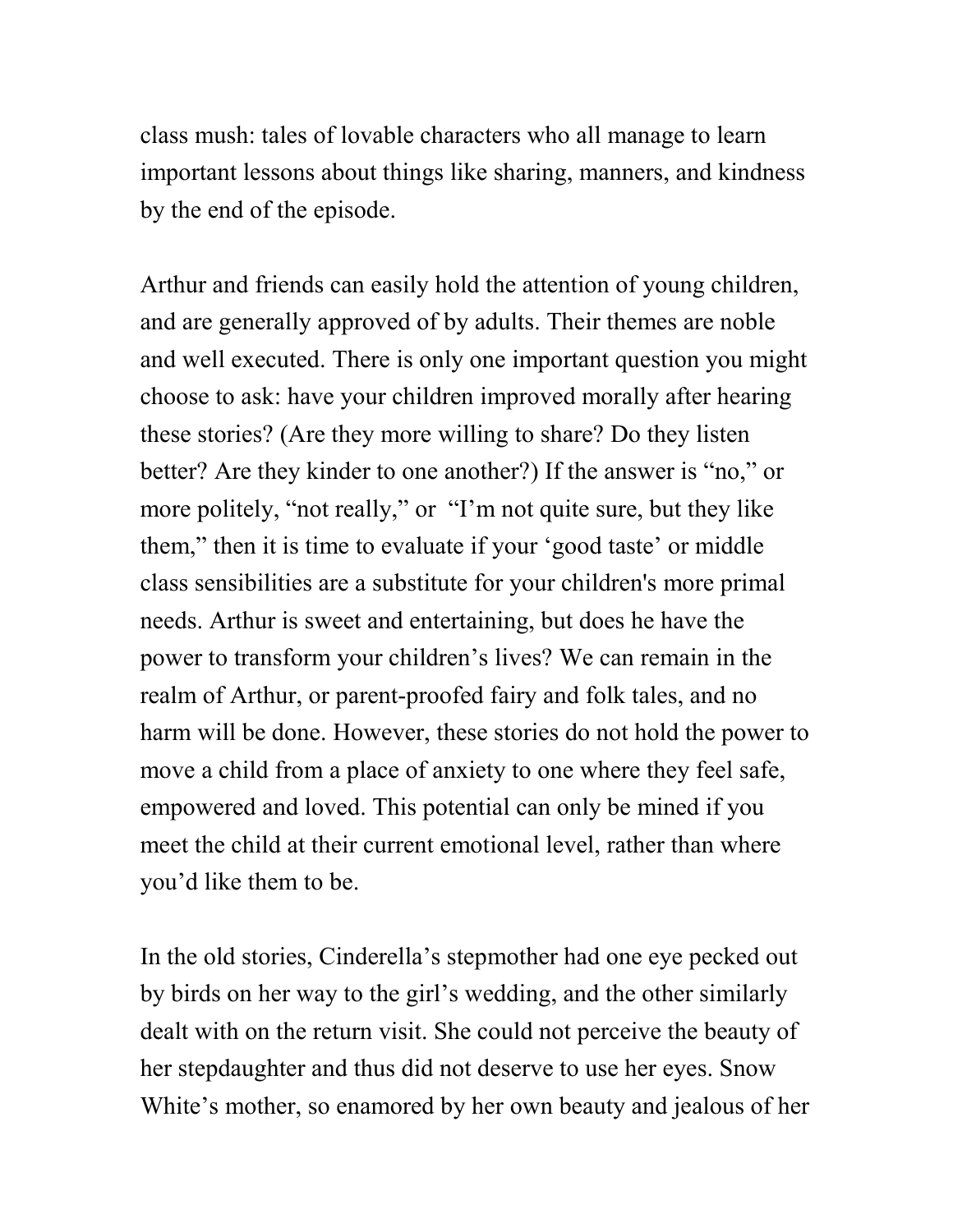class mush: tales of lovable characters who all manage to learn important lessons about things like sharing, manners, and kindness by the end of the episode.

Arthur and friends can easily hold the attention of young children, and are generally approved of by adults. Their themes are noble and well executed. There is only one important question you might choose to ask: have your children improved morally after hearing these stories? (Are they more willing to share? Do they listen better? Are they kinder to one another?) If the answer is "no," or more politely, "not really," or "I'm not quite sure, but they like them," then it is time to evaluate if your 'good taste' or middle class sensibilities are a substitute for your children's more primal needs. Arthur is sweet and entertaining, but does he have the power to transform your children's lives? We can remain in the realm of Arthur, or parent-proofed fairy and folk tales, and no harm will be done. However, these stories do not hold the power to move a child from a place of anxiety to one where they feel safe, empowered and loved. This potential can only be mined if you meet the child at their current emotional level, rather than where you'd like them to be.

In the old stories, Cinderella's stepmother had one eye pecked out by birds on her way to the girl's wedding, and the other similarly dealt with on the return visit. She could not perceive the beauty of her stepdaughter and thus did not deserve to use her eyes. Snow White's mother, so enamored by her own beauty and jealous of her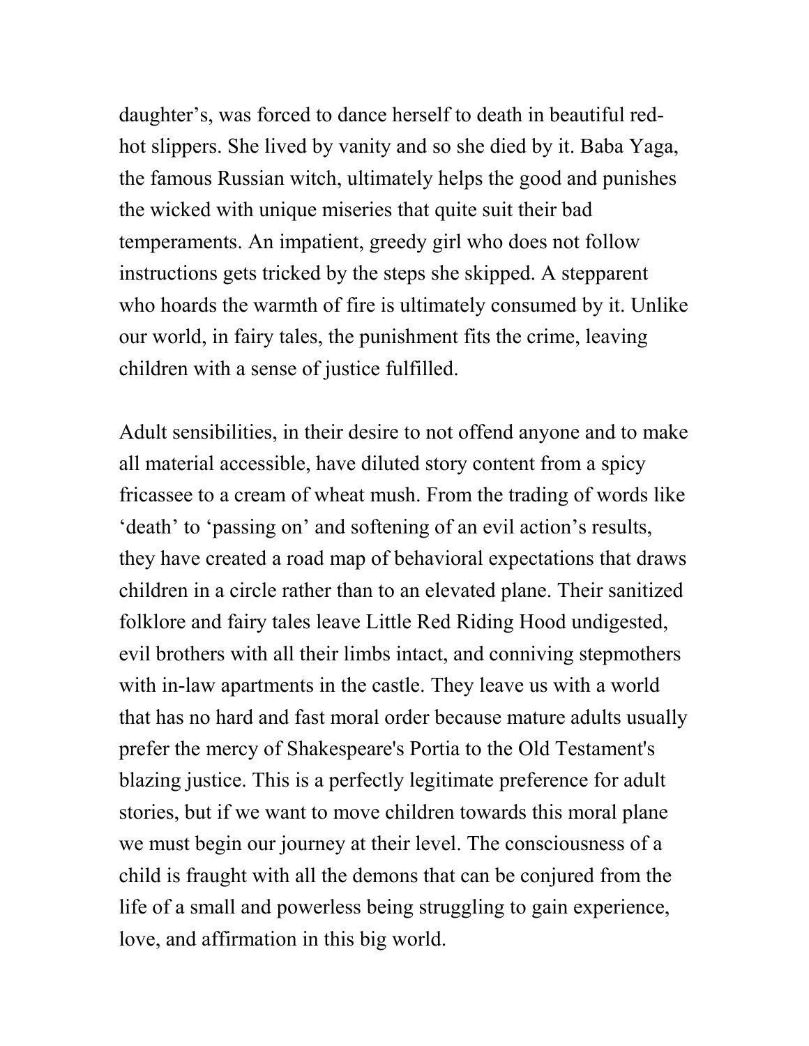daughter's, was forced to dance herself to death in beautiful red-hot slippers. She lived by vanity and so she died by it. Baba Yaga, the famous Russian witch, ultimately helps the good and punishes the wicked with unique miseries that quite suit their bad temperaments. An impatient, greedy girl who does not follow instructions gets tricked by the steps she skipped. A stepparent who hoards the warmth of fire is ultimately consumed by it. Unlike our world, in fairy tales, the punishment fits the crime, leaving children with a sense of justice fulfilled.

Adult sensibilities, in their desire to not offend anyone and to make all material accessible, have diluted story content from a spicy fricassee to a cream of wheat mush. From the trading of words like 'death' to 'passing on' and softening of an evil action's results, they have created a road map of behavioral expectations that draws children in a circle rather than to an elevated plane. Their sanitized folklore and fairy tales leave Little Red Riding Hood undigested, evil brothers with all their limbs intact, and conniving stepmothers with in-law apartments in the castle. They leave us with a world that has no hard and fast moral order because mature adults usually prefer the mercy of Shakespeare's Portia to the Old Testament's blazing justice. This is a perfectly legitimate preference for adult stories, but if we want to move children towards this moral plane we must begin our journey at their level. The consciousness of a child is fraught with all the demons that can be conjured from the life of a small and powerless being struggling to gain experience, love, and affirmation in this big world.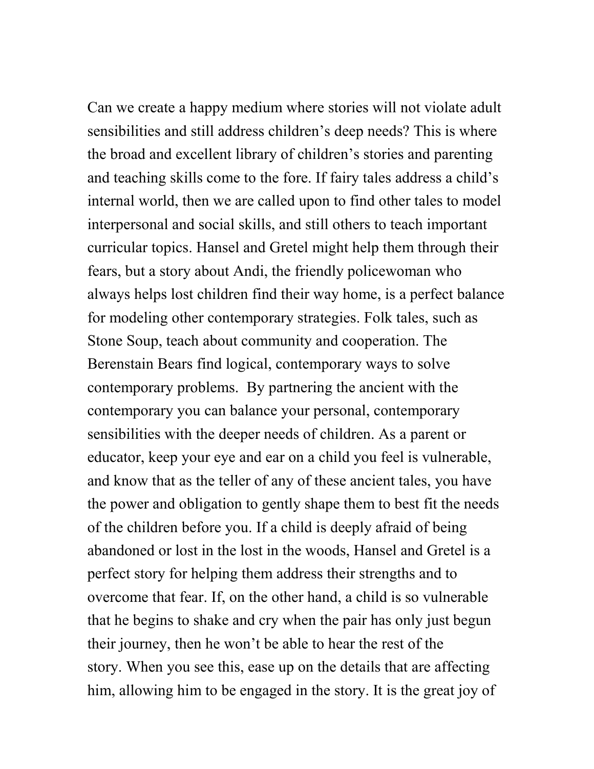Can we create a happy medium where stories will not violate adult sensibilities and still address children's deep needs? This is where the broad and excellent library of children's stories and parenting and teaching skills come to the fore. If fairy tales address a child's internal world, then we are called upon to find other tales to model interpersonal and social skills, and still others to teach important curricular topics. Hansel and Gretel might help them through their fears, but a story about Andi, the friendly policewoman who always helps lost children find their way home, is a perfect balance for modeling other contemporary strategies. Folk tales, such as Stone Soup, teach about community and cooperation. The Berenstain Bears find logical, contemporary ways to solve contemporary problems. By partnering the ancient with the contemporary you can balance your personal, contemporary sensibilities with the deeper needs of children. As a parent or educator, keep your eye and ear on a child you feel is vulnerable, and know that as the teller of any of these ancient tales, you have the power and obligation to gently shape them to best fit the needs of the children before you. If a child is deeply afraid of being abandoned or lost in the lost in the woods, Hansel and Gretel is a perfect story for helping them address their strengths and to overcome that fear. If, on the other hand, a child is so vulnerable that he begins to shake and cry when the pair has only just begun their journey, then he won't be able to hear the rest of the story. When you see this, ease up on the details that are affecting him, allowing him to be engaged in the story. It is the great joy of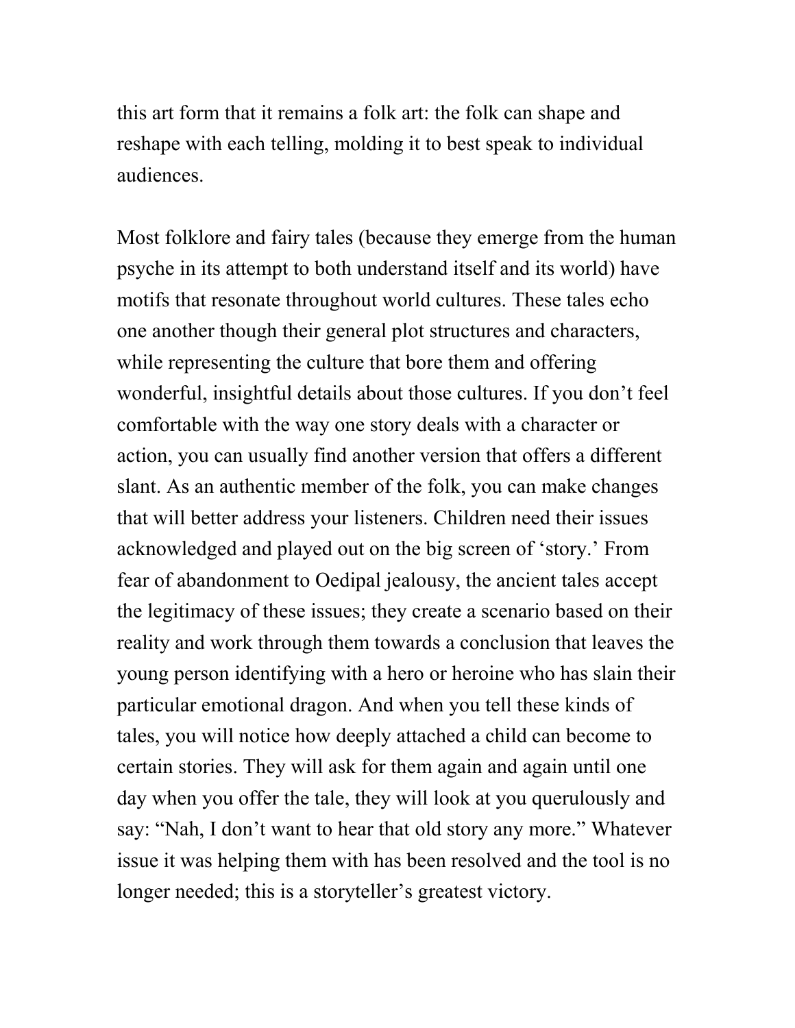this art form that it remains a folk art: the folk can shape and reshape with each telling, molding it to best speak to individual audiences.

Most folklore and fairy tales (because they emerge from the human psyche in its attempt to both understand itself and its world) have motifs that resonate throughout world cultures. These tales echo one another though their general plot structures and characters, while representing the culture that bore them and offering wonderful, insightful details about those cultures. If you don't feel comfortable with the way one story deals with a character or action, you can usually find another version that offers a different slant. As an authentic member of the folk, you can make changes that will better address your listeners. Children need their issues acknowledged and played out on the big screen of 'story.' From fear of abandonment to Oedipal jealousy, the ancient tales accept the legitimacy of these issues; they create a scenario based on their reality and work through them towards a conclusion that leaves the young person identifying with a hero or heroine who has slain their particular emotional dragon. And when you tell these kinds of tales, you will notice how deeply attached a child can become to certain stories. They will ask for them again and again until one day when you offer the tale, they will look at you querulously and say: "Nah, I don't want to hear that old story any more." Whatever issue it was helping them with has been resolved and the tool is no longer needed; this is a storyteller's greatest victory.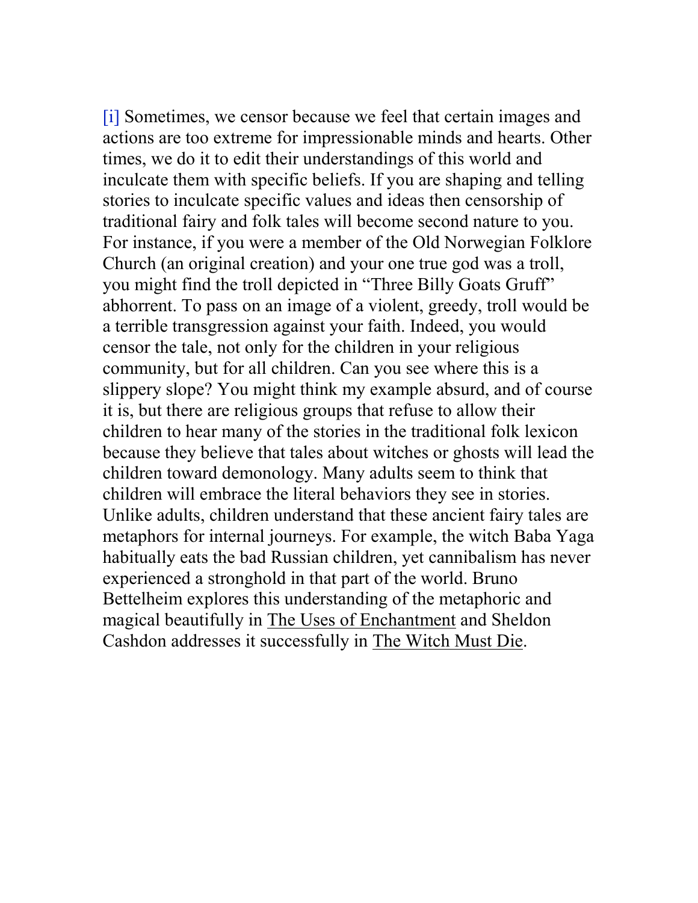[i] Sometimes, we censor because we feel that certain images and actions are too extreme for impressionable minds and hearts. Other times, we do it to edit their understandings of this world and inculcate them with specific beliefs. If you are shaping and telling stories to inculcate specific values and ideas then censorship of traditional fairy and folk tales will become second nature to you. For instance, if you were a member of the Old Norwegian Folklore Church (an original creation) and your one true god was a troll, you might find the troll depicted in "Three Billy Goats Gruff" abhorrent. To pass on an image of a violent, greedy, troll would be a terrible transgression against your faith. Indeed, you would censor the tale, not only for the children in your religious community, but for all children. Can you see where this is a slippery slope? You might think my example absurd, and of course it is, but there are religious groups that refuse to allow their children to hear many of the stories in the traditional folk lexicon because they believe that tales about witches or ghosts will lead the children toward demonology. Many adults seem to think that children will embrace the literal behaviors they see in stories. Unlike adults, children understand that these ancient fairy tales are metaphors for internal journeys. For example, the witch Baba Yaga habitually eats the bad Russian children, yet cannibalism has never experienced a stronghold in that part of the world. Bruno Bettelheim explores this understanding of the metaphoric and magical beautifully in The Uses of Enchantment and Sheldon Cashdon addresses it successfully in The Witch Must Die.